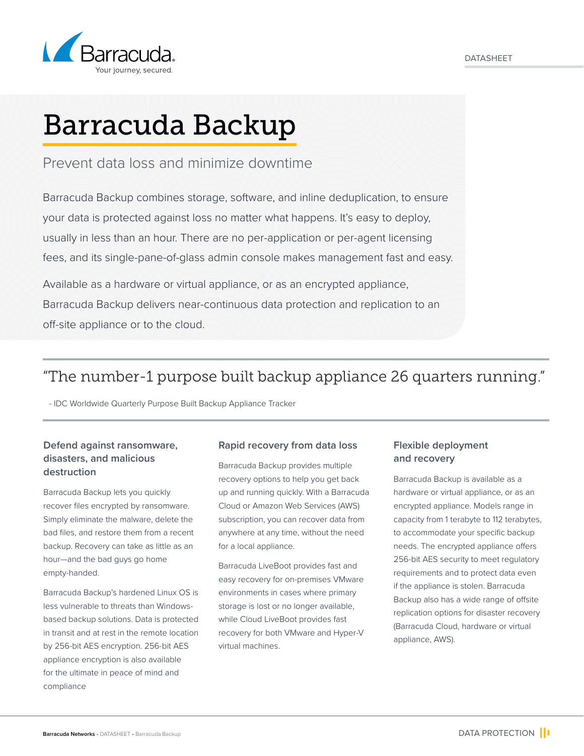DATASHEET

# Barracuda Backup

## Prevent data loss and minimize downtime

Barracuda Backup combines storage, software, and inline deduplication, to ensure your data is protected against loss no matter what happens. It's easy to deploy, usually in less than an hour. There are no per-application or per-agent licensing fees, and its single-pane-of-glass admin console makes management fast and easy.

Available as a hardware or virtual appliance, or as an encrypted appliance, Barracuda Backup delivers near-continuous data protection and replication to an off-site appliance or to the cloud.

> "The number-1 purpose built backup appliance 26 quarters running."
>
> - IDC Worldwide Quarterly Purpose Built Backup Appliance Tracker

### Defend against ransomware, disasters, and malicious destruction

Barracuda Backup lets you quickly recover files encrypted by ransomware. Simply eliminate the malware, delete the bad files, and restore them from a recent backup. Recovery can take as little as an hour—and the bad guys go home empty-handed.

Barracuda Backup's hardened Linux OS is less vulnerable to threats than Windows-based backup solutions. Data is protected in transit and at rest in the remote location by 256-bit AES encryption. 256-bit AES appliance encryption is also available for the ultimate in peace of mind and compliance

### Rapid recovery from data loss

Barracuda Backup provides multiple recovery options to help you get back up and running quickly. With a Barracuda Cloud or Amazon Web Services (AWS) subscription, you can recover data from anywhere at any time, without the need for a local appliance.

Barracuda LiveBoot provides fast and easy recovery for on-premises VMware environments in cases where primary storage is lost or no longer available, while Cloud LiveBoot provides fast recovery for both VMware and Hyper-V virtual machines.

### Flexible deployment and recovery

Barracuda Backup is available as a hardware or virtual appliance, or as an encrypted appliance. Models range in capacity from 1 terabyte to 112 terabytes, to accommodate your specific backup needs. The encrypted appliance offers 256-bit AES security to meet regulatory requirements and to protect data even if the appliance is stolen. Barracuda Backup also has a wide range of offsite replication options for disaster recovery (Barracuda Cloud, hardware or virtual appliance, AWS).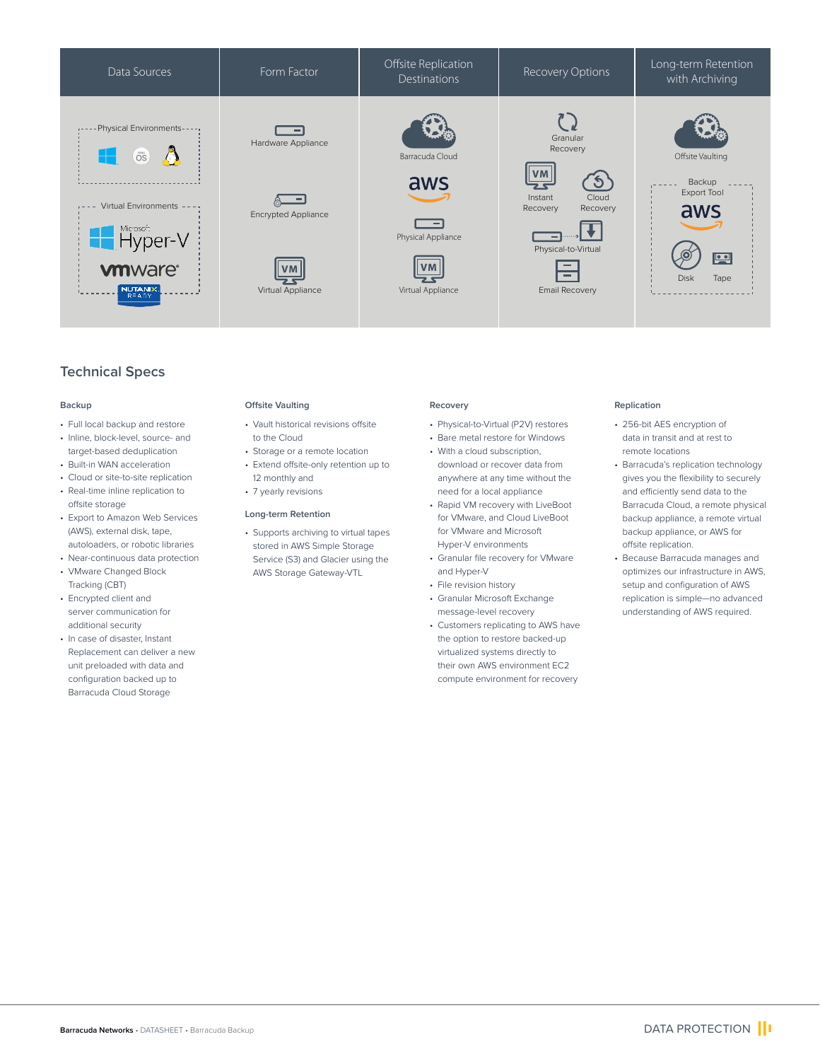| Data Sources | Form Factor | Offsite Replication Destinations | Recovery Options | Long-term Retention with Archiving |
|---|---|---|---|---|
| Physical Environments: Windows, macOS, Linux | Hardware Appliance | Barracuda Cloud | Granular Recovery | Offsite Vaulting |
| Virtual Environments: Microsoft Hyper-V, vmware, Nutanix Ready | Encrypted Appliance | aws | Instant Recovery | Backup Export Tool: aws |
| | Virtual Appliance | Physical Appliance | Cloud Recovery | Disk |
| | | Virtual Appliance | Physical-to-Virtual | Tape |
| | | | Email Recovery | |

## Technical Specs

### Backup

- Full local backup and restore
- Inline, block-level, source- and target-based deduplication
- Built-in WAN acceleration
- Cloud or site-to-site replication
- Real-time inline replication to offsite storage
- Export to Amazon Web Services (AWS), external disk, tape, autoloaders, or robotic libraries
- Near-continuous data protection
- VMware Changed Block Tracking (CBT)
- Encrypted client and server communication for additional security
- In case of disaster, Instant Replacement can deliver a new unit preloaded with data and configuration backed up to Barracuda Cloud Storage

### Offsite Vaulting

- Vault historical revisions offsite to the Cloud
- Storage or a remote location
- Extend offsite-only retention up to 12 monthly and
- 7 yearly revisions

### Long-term Retention

- Supports archiving to virtual tapes stored in AWS Simple Storage Service (S3) and Glacier using the AWS Storage Gateway-VTL

### Recovery

- Physical-to-Virtual (P2V) restores
- Bare metal restore for Windows
- With a cloud subscription, download or recover data from anywhere at any time without the need for a local appliance
- Rapid VM recovery with LiveBoot for VMware, and Cloud LiveBoot for VMware and Microsoft Hyper-V environments
- Granular file recovery for VMware and Hyper-V
- File revision history
- Granular Microsoft Exchange message-level recovery
- Customers replicating to AWS have the option to restore backed-up virtualized systems directly to their own AWS environment EC2 compute environment for recovery

### Replication

- 256-bit AES encryption of data in transit and at rest to remote locations
- Barracuda's replication technology gives you the flexibility to securely and efficiently send data to the Barracuda Cloud, a remote physical backup appliance, a remote virtual backup appliance, or AWS for offsite replication.
- Because Barracuda manages and optimizes our infrastructure in AWS, setup and configuration of AWS replication is simple—no advanced understanding of AWS required.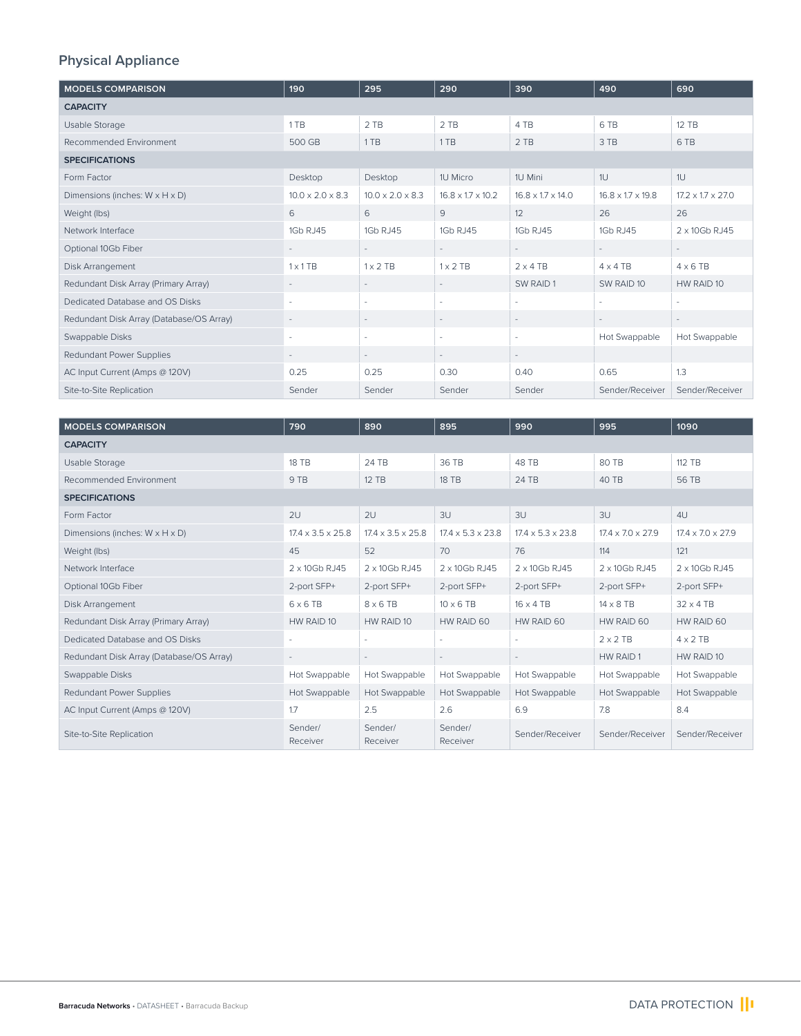## Physical Appliance

| MODELS COMPARISON | 190 | 295 | 290 | 390 | 490 | 690 |
|---|---|---|---|---|---|---|
| **CAPACITY** | | | | | | |
| Usable Storage | 1 TB | 2 TB | 2 TB | 4 TB | 6 TB | 12 TB |
| Recommended Environment | 500 GB | 1 TB | 1 TB | 2 TB | 3 TB | 6 TB |
| **SPECIFICATIONS** | | | | | | |
| Form Factor | Desktop | Desktop | 1U Micro | 1U Mini | 1U | 1U |
| Dimensions (inches: W x H x D) | 10.0 x 2.0 x 8.3 | 10.0 x 2.0 x 8.3 | 16.8 x 1.7 x 10.2 | 16.8 x 1.7 x 14.0 | 16.8 x 1.7 x 19.8 | 17.2 x 1.7 x 27.0 |
| Weight (lbs) | 6 | 6 | 9 | 12 | 26 | 26 |
| Network Interface | 1Gb RJ45 | 1Gb RJ45 | 1Gb RJ45 | 1Gb RJ45 | 1Gb RJ45 | 2 x 10Gb RJ45 |
| Optional 10Gb Fiber | - | - | - | - | - | - |
| Disk Arrangement | 1 x 1 TB | 1 x 2 TB | 1 x 2 TB | 2 x 4 TB | 4 x 4 TB | 4 x 6 TB |
| Redundant Disk Array (Primary Array) | - | - | - | SW RAID 1 | SW RAID 10 | HW RAID 10 |
| Dedicated Database and OS Disks | - | - | - | - | - | - |
| Redundant Disk Array (Database/OS Array) | - | - | - | - | - | - |
| Swappable Disks | - | - | - | - | Hot Swappable | Hot Swappable |
| Redundant Power Supplies | - | - | - | - | | |
| AC Input Current (Amps @ 120V) | 0.25 | 0.25 | 0.30 | 0.40 | 0.65 | 1.3 |
| Site-to-Site Replication | Sender | Sender | Sender | Sender | Sender/Receiver | Sender/Receiver |

| MODELS COMPARISON | 790 | 890 | 895 | 990 | 995 | 1090 |
|---|---|---|---|---|---|---|
| **CAPACITY** | | | | | | |
| Usable Storage | 18 TB | 24 TB | 36 TB | 48 TB | 80 TB | 112 TB |
| Recommended Environment | 9 TB | 12 TB | 18 TB | 24 TB | 40 TB | 56 TB |
| **SPECIFICATIONS** | | | | | | |
| Form Factor | 2U | 2U | 3U | 3U | 3U | 4U |
| Dimensions (inches: W x H x D) | 17.4 x 3.5 x 25.8 | 17.4 x 3.5 x 25.8 | 17.4 x 5.3 x 23.8 | 17.4 x 5.3 x 23.8 | 17.4 x 7.0 x 27.9 | 17.4 x 7.0 x 27.9 |
| Weight (lbs) | 45 | 52 | 70 | 76 | 114 | 121 |
| Network Interface | 2 x 10Gb RJ45 | 2 x 10Gb RJ45 | 2 x 10Gb RJ45 | 2 x 10Gb RJ45 | 2 x 10Gb RJ45 | 2 x 10Gb RJ45 |
| Optional 10Gb Fiber | 2-port SFP+ | 2-port SFP+ | 2-port SFP+ | 2-port SFP+ | 2-port SFP+ | 2-port SFP+ |
| Disk Arrangement | 6 x 6 TB | 8 x 6 TB | 10 x 6 TB | 16 x 4 TB | 14 x 8 TB | 32 x 4 TB |
| Redundant Disk Array (Primary Array) | HW RAID 10 | HW RAID 10 | HW RAID 60 | HW RAID 60 | HW RAID 60 | HW RAID 60 |
| Dedicated Database and OS Disks | - | - | - | - | 2 x 2 TB | 4 x 2 TB |
| Redundant Disk Array (Database/OS Array) | - | - | - | - | HW RAID 1 | HW RAID 10 |
| Swappable Disks | Hot Swappable | Hot Swappable | Hot Swappable | Hot Swappable | Hot Swappable | Hot Swappable |
| Redundant Power Supplies | Hot Swappable | Hot Swappable | Hot Swappable | Hot Swappable | Hot Swappable | Hot Swappable |
| AC Input Current (Amps @ 120V) | 1.7 | 2.5 | 2.6 | 6.9 | 7.8 | 8.4 |
| Site-to-Site Replication | Sender/Receiver | Sender/Receiver | Sender/Receiver | Sender/Receiver | Sender/Receiver | Sender/Receiver |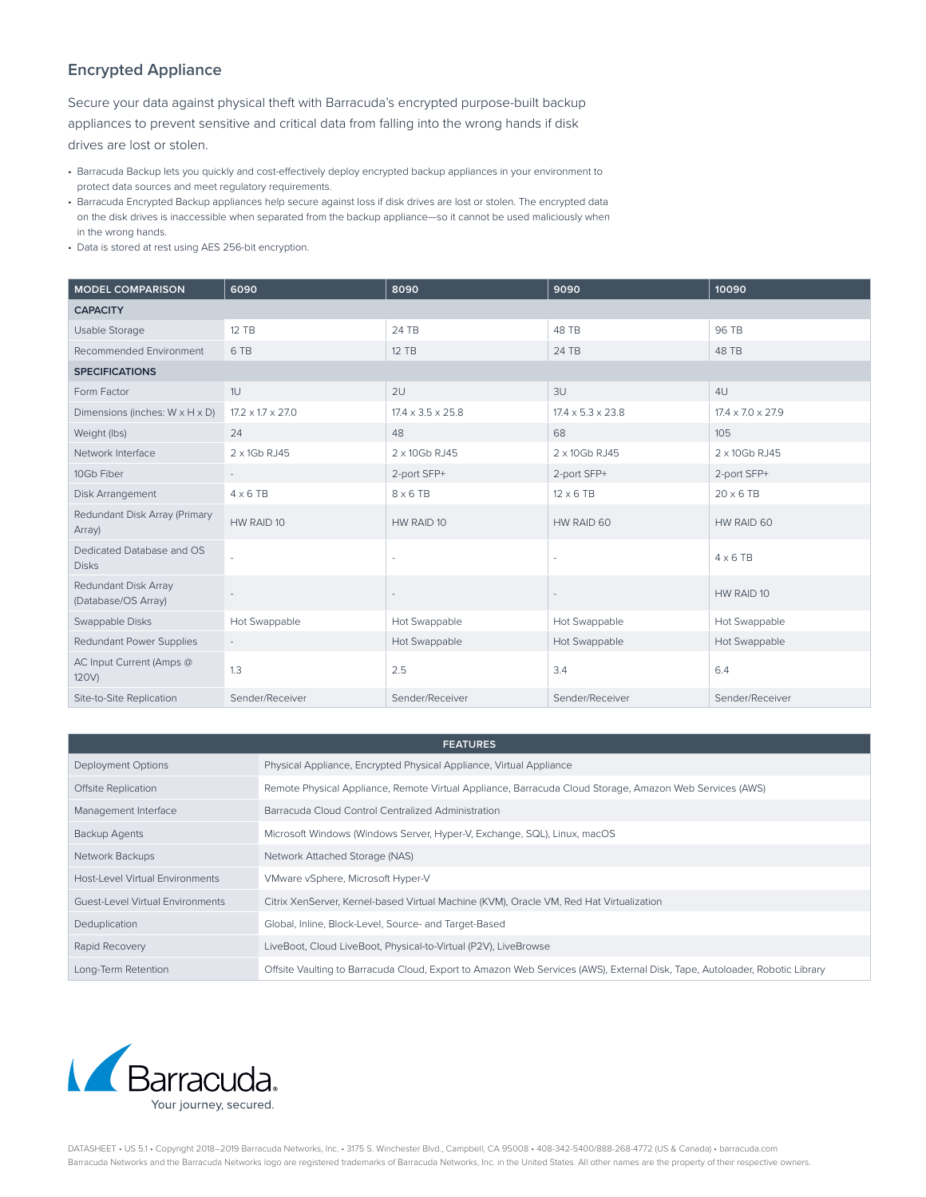## Encrypted Appliance

Secure your data against physical theft with Barracuda's encrypted purpose-built backup appliances to prevent sensitive and critical data from falling into the wrong hands if disk drives are lost or stolen.

- Barracuda Backup lets you quickly and cost-effectively deploy encrypted backup appliances in your environment to protect data sources and meet regulatory requirements.
- Barracuda Encrypted Backup appliances help secure against loss if disk drives are lost or stolen. The encrypted data on the disk drives is inaccessible when separated from the backup appliance—so it cannot be used maliciously when in the wrong hands.
- Data is stored at rest using AES 256-bit encryption.

| MODEL COMPARISON | 6090 | 8090 | 9090 | 10090 |
|---|---|---|---|---|
| **CAPACITY** | | | | |
| Usable Storage | 12 TB | 24 TB | 48 TB | 96 TB |
| Recommended Environment | 6 TB | 12 TB | 24 TB | 48 TB |
| **SPECIFICATIONS** | | | | |
| Form Factor | 1U | 2U | 3U | 4U |
| Dimensions (inches: W x H x D) | 17.2 x 1.7 x 27.0 | 17.4 x 3.5 x 25.8 | 17.4 x 5.3 x 23.8 | 17.4 x 7.0 x 27.9 |
| Weight (lbs) | 24 | 48 | 68 | 105 |
| Network Interface | 2 x 1Gb RJ45 | 2 x 10Gb RJ45 | 2 x 10Gb RJ45 | 2 x 10Gb RJ45 |
| 10Gb Fiber | - | 2-port SFP+ | 2-port SFP+ | 2-port SFP+ |
| Disk Arrangement | 4 x 6 TB | 8 x 6 TB | 12 x 6 TB | 20 x 6 TB |
| Redundant Disk Array (Primary Array) | HW RAID 10 | HW RAID 10 | HW RAID 60 | HW RAID 60 |
| Dedicated Database and OS Disks | - | - | - | 4 x 6 TB |
| Redundant Disk Array (Database/OS Array) | - | - | - | HW RAID 10 |
| Swappable Disks | Hot Swappable | Hot Swappable | Hot Swappable | Hot Swappable |
| Redundant Power Supplies | - | Hot Swappable | Hot Swappable | Hot Swappable |
| AC Input Current (Amps @ 120V) | 1.3 | 2.5 | 3.4 | 6.4 |
| Site-to-Site Replication | Sender/Receiver | Sender/Receiver | Sender/Receiver | Sender/Receiver |

| FEATURES | |
|---|---|
| Deployment Options | Physical Appliance, Encrypted Physical Appliance, Virtual Appliance |
| Offsite Replication | Remote Physical Appliance, Remote Virtual Appliance, Barracuda Cloud Storage, Amazon Web Services (AWS) |
| Management Interface | Barracuda Cloud Control Centralized Administration |
| Backup Agents | Microsoft Windows (Windows Server, Hyper-V, Exchange, SQL), Linux, macOS |
| Network Backups | Network Attached Storage (NAS) |
| Host-Level Virtual Environments | VMware vSphere, Microsoft Hyper-V |
| Guest-Level Virtual Environments | Citrix XenServer, Kernel-based Virtual Machine (KVM), Oracle VM, Red Hat Virtualization |
| Deduplication | Global, Inline, Block-Level, Source- and Target-Based |
| Rapid Recovery | LiveBoot, Cloud LiveBoot, Physical-to-Virtual (P2V), LiveBrowse |
| Long-Term Retention | Offsite Vaulting to Barracuda Cloud, Export to Amazon Web Services (AWS), External Disk, Tape, Autoloader, Robotic Library |

Barracuda
Your journey, secured.

DATASHEET • US 5.1 • Copyright 2018–2019 Barracuda Networks, Inc. • 3175 S. Winchester Blvd., Campbell, CA 95008 • 408-342-5400/888-268-4772 (US & Canada) • barracuda.com
Barracuda Networks and the Barracuda Networks logo are registered trademarks of Barracuda Networks, Inc. in the United States. All other names are the property of their respective owners.